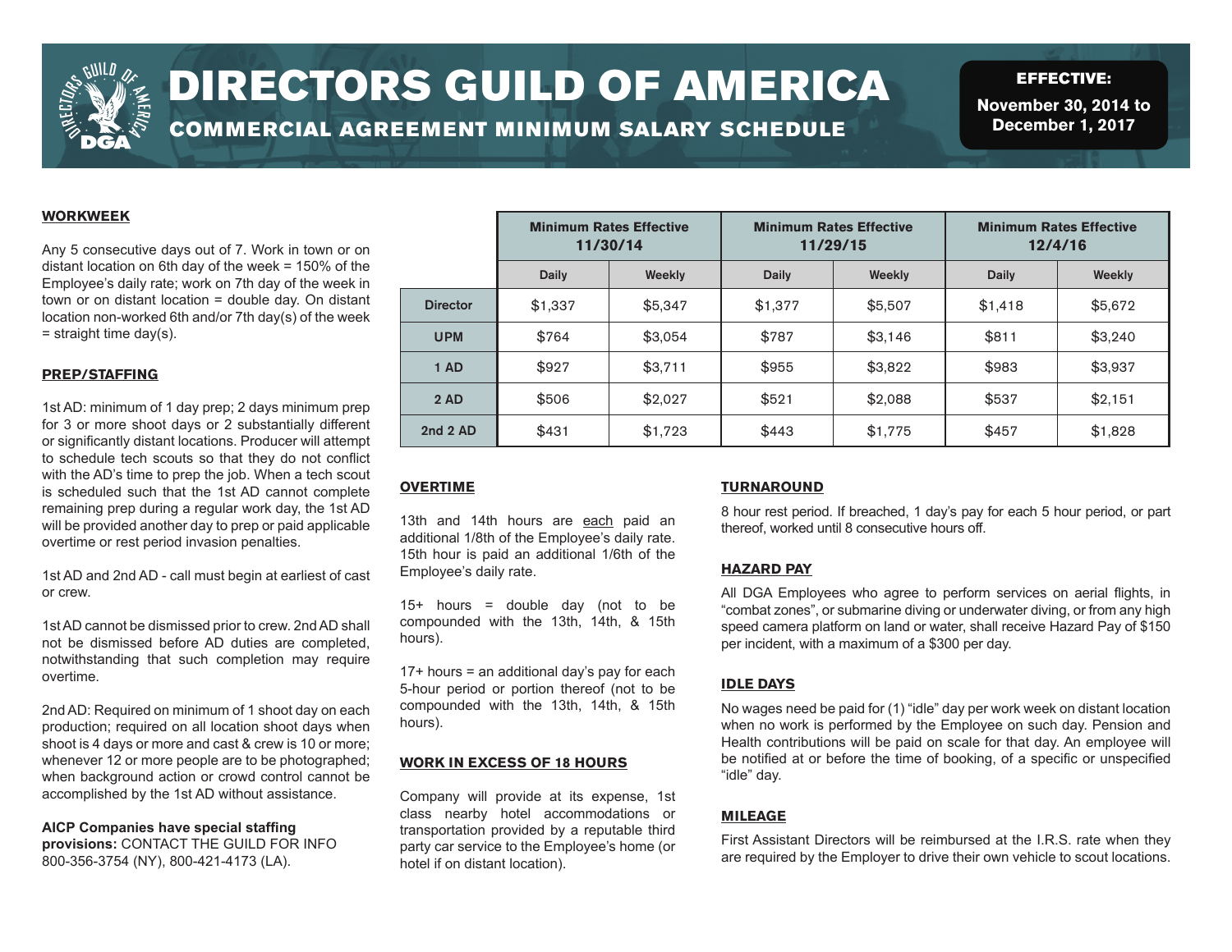# DIRECTORS GUILD OF AMERICA

## COMMERCIAL AGREEMENT MINIMUM SALARY SCHEDULE

**EFFECTIVE:**
**November 30, 2014 to December 1, 2017**

| | Minimum Rates Effective 11/30/14 | | Minimum Rates Effective 11/29/15 | | Minimum Rates Effective 12/4/16 | |
|---|---|---|---|---|---|---|
| | Daily | Weekly | Daily | Weekly | Daily | Weekly |
| **Director** | $1,337 | $5,347 | $1,377 | $5,507 | $1,418 | $5,672 |
| **UPM** | $764 | $3,054 | $787 | $3,146 | $811 | $3,240 |
| **1 AD** | $927 | $3,711 | $955 | $3,822 | $983 | $3,937 |
| **2 AD** | $506 | $2,027 | $521 | $2,088 | $537 | $2,151 |
| **2nd 2 AD** | $431 | $1,723 | $443 | $1,775 | $457 | $1,828 |

### WORKWEEK

Any 5 consecutive days out of 7. Work in town or on distant location on 6th day of the week = 150% of the Employee's daily rate; work on 7th day of the week in town or on distant location = double day. On distant location non-worked 6th and/or 7th day(s) of the week = straight time day(s).

### PREP/STAFFING

1st AD: minimum of 1 day prep; 2 days minimum prep for 3 or more shoot days or 2 substantially different or significantly distant locations. Producer will attempt to schedule tech scouts so that they do not conflict with the AD's time to prep the job. When a tech scout is scheduled such that the 1st AD cannot complete remaining prep during a regular work day, the 1st AD will be provided another day to prep or paid applicable overtime or rest period invasion penalties.

1st AD and 2nd AD - call must begin at earliest of cast or crew.

1st AD cannot be dismissed prior to crew. 2nd AD shall not be dismissed before AD duties are completed, notwithstanding that such completion may require overtime.

2nd AD: Required on minimum of 1 shoot day on each production; required on all location shoot days when shoot is 4 days or more and cast & crew is 10 or more; whenever 12 or more people are to be photographed; when background action or crowd control cannot be accomplished by the 1st AD without assistance.

**AICP Companies have special staffing provisions:** CONTACT THE GUILD FOR INFO 800-356-3754 (NY), 800-421-4173 (LA).

### OVERTIME

13th and 14th hours are each paid an additional 1/8th of the Employee's daily rate. 15th hour is paid an additional 1/6th of the Employee's daily rate.

15+ hours = double day (not to be compounded with the 13th, 14th, & 15th hours).

17+ hours = an additional day's pay for each 5-hour period or portion thereof (not to be compounded with the 13th, 14th, & 15th hours).

### WORK IN EXCESS OF 18 HOURS

Company will provide at its expense, 1st class nearby hotel accommodations or transportation provided by a reputable third party car service to the Employee's home (or hotel if on distant location).

### TURNAROUND

8 hour rest period. If breached, 1 day's pay for each 5 hour period, or part thereof, worked until 8 consecutive hours off.

### HAZARD PAY

All DGA Employees who agree to perform services on aerial flights, in "combat zones", or submarine diving or underwater diving, or from any high speed camera platform on land or water, shall receive Hazard Pay of $150 per incident, with a maximum of a $300 per day.

### IDLE DAYS

No wages need be paid for (1) "idle" day per work week on distant location when no work is performed by the Employee on such day. Pension and Health contributions will be paid on scale for that day. An employee will be notified at or before the time of booking, of a specific or unspecified "idle" day.

### MILEAGE

First Assistant Directors will be reimbursed at the I.R.S. rate when they are required by the Employer to drive their own vehicle to scout locations.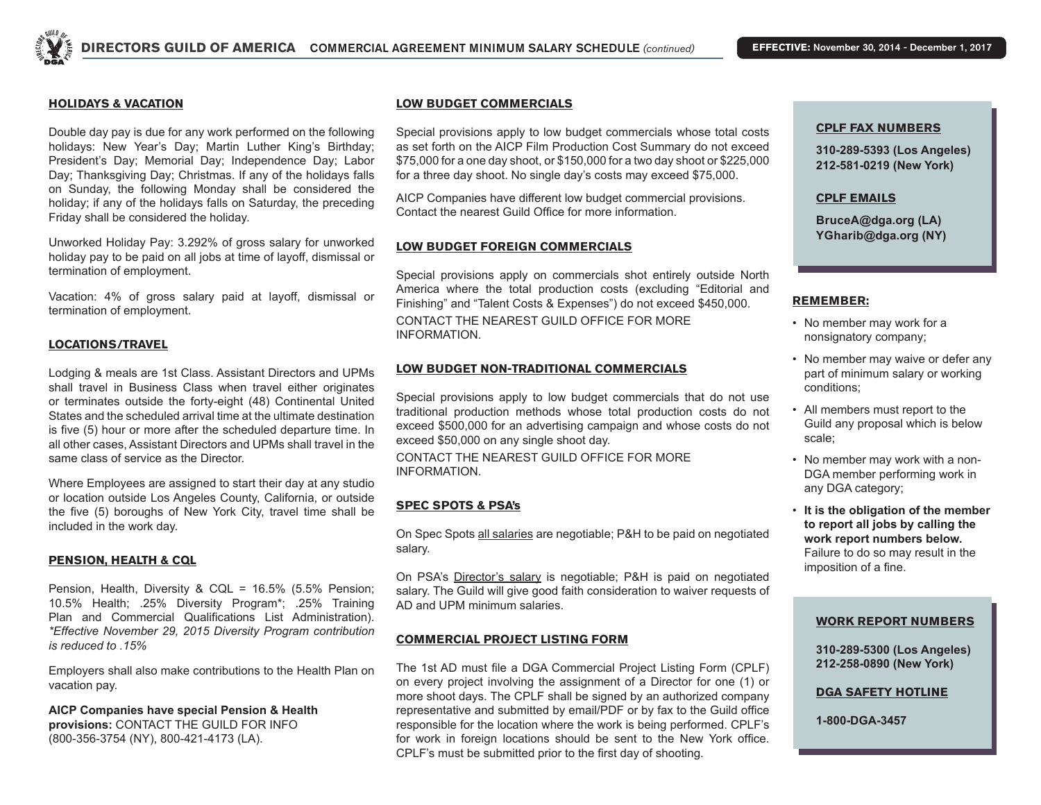## HOLIDAYS & VACATION

Double day pay is due for any work performed on the following holidays: New Year's Day; Martin Luther King's Birthday; President's Day; Memorial Day; Independence Day; Labor Day; Thanksgiving Day; Christmas. If any of the holidays falls on Sunday, the following Monday shall be considered the holiday; if any of the holidays falls on Saturday, the preceding Friday shall be considered the holiday.

Unworked Holiday Pay: 3.292% of gross salary for unworked holiday pay to be paid on all jobs at time of layoff, dismissal or termination of employment.

Vacation: 4% of gross salary paid at layoff, dismissal or termination of employment.

## LOCATIONS/TRAVEL

Lodging & meals are 1st Class. Assistant Directors and UPMs shall travel in Business Class when travel either originates or terminates outside the forty-eight (48) Continental United States and the scheduled arrival time at the ultimate destination is five (5) hour or more after the scheduled departure time. In all other cases, Assistant Directors and UPMs shall travel in the same class of service as the Director.

Where Employees are assigned to start their day at any studio or location outside Los Angeles County, California, or outside the five (5) boroughs of New York City, travel time shall be included in the work day.

## PENSION, HEALTH & CQL

Pension, Health, Diversity & CQL = 16.5% (5.5% Pension; 10.5% Health; .25% Diversity Program*; .25% Training Plan and Commercial Qualifications List Administration). *\*Effective November 29, 2015 Diversity Program contribution is reduced to .15%*

Employers shall also make contributions to the Health Plan on vacation pay.

**AICP Companies have special Pension & Health provisions:** CONTACT THE GUILD FOR INFO (800-356-3754 (NY), 800-421-4173 (LA).

## LOW BUDGET COMMERCIALS

Special provisions apply to low budget commercials whose total costs as set forth on the AICP Film Production Cost Summary do not exceed $75,000 for a one day shoot, or $150,000 for a two day shoot or $225,000 for a three day shoot. No single day's costs may exceed $75,000.

AICP Companies have different low budget commercial provisions. Contact the nearest Guild Office for more information.

## LOW BUDGET FOREIGN COMMERCIALS

Special provisions apply on commercials shot entirely outside North America where the total production costs (excluding "Editorial and Finishing" and "Talent Costs & Expenses") do not exceed $450,000.

CONTACT THE NEAREST GUILD OFFICE FOR MORE INFORMATION.

## LOW BUDGET NON-TRADITIONAL COMMERCIALS

Special provisions apply to low budget commercials that do not use traditional production methods whose total production costs do not exceed $500,000 for an advertising campaign and whose costs do not exceed $50,000 on any single shoot day.

CONTACT THE NEAREST GUILD OFFICE FOR MORE INFORMATION.

## SPEC SPOTS & PSA's

On Spec Spots all salaries are negotiable; P&H to be paid on negotiated salary.

On PSA's Director's salary is negotiable; P&H is paid on negotiated salary. The Guild will give good faith consideration to waiver requests of AD and UPM minimum salaries.

## COMMERCIAL PROJECT LISTING FORM

The 1st AD must file a DGA Commercial Project Listing Form (CPLF) on every project involving the assignment of a Director for one (1) or more shoot days. The CPLF shall be signed by an authorized company representative and submitted by email/PDF or by fax to the Guild office responsible for the location where the work is being performed. CPLF's for work in foreign locations should be sent to the New York office. CPLF's must be submitted prior to the first day of shooting.

## CPLF FAX NUMBERS

**310-289-5393 (Los Angeles)**
**212-581-0219 (New York)**

## CPLF EMAILS

**BruceA@dga.org (LA)**
**YGharib@dga.org (NY)**

## REMEMBER:

- No member may work for a nonsignatory company;
- No member may waive or defer any part of minimum salary or working conditions;
- All members must report to the Guild any proposal which is below scale;
- No member may work with a non-DGA member performing work in any DGA category;
- **It is the obligation of the member to report all jobs by calling the work report numbers below.** Failure to do so may result in the imposition of a fine.

## WORK REPORT NUMBERS

**310-289-5300 (Los Angeles)**
**212-258-0890 (New York)**

## DGA SAFETY HOTLINE

**1-800-DGA-3457**